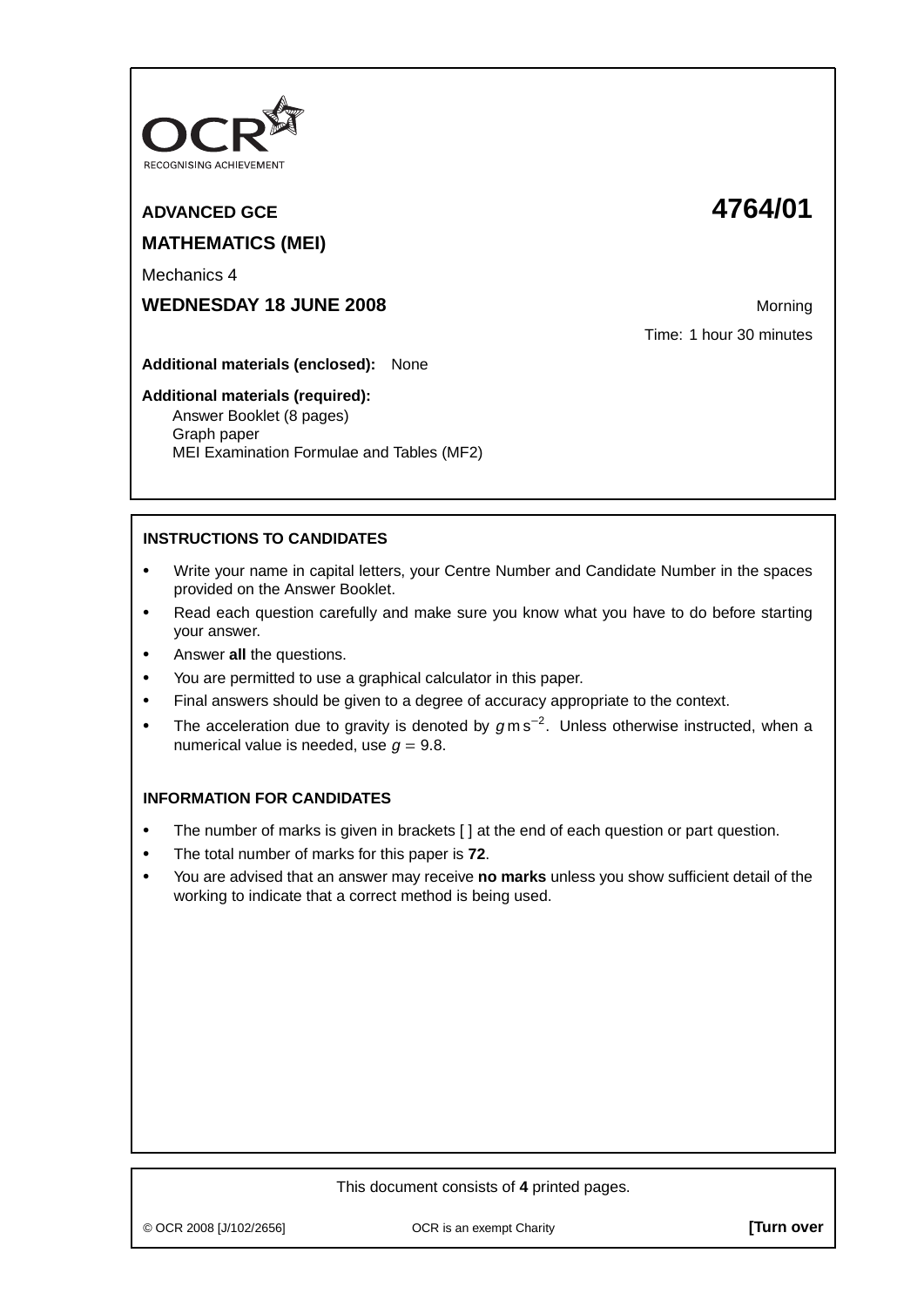OCR RECOGNISING ACHIEVEMENT

**ADVANCED GCE** **4764/01**

**MATHEMATICS (MEI)**

Mechanics 4

**WEDNESDAY 18 JUNE 2008** Morning

Time: 1 hour 30 minutes

**Additional materials (enclosed):** None

**Additional materials (required):**
Answer Booklet (8 pages)
Graph paper
MEI Examination Formulae and Tables (MF2)

**INSTRUCTIONS TO CANDIDATES**

- Write your name in capital letters, your Centre Number and Candidate Number in the spaces provided on the Answer Booklet.
- Read each question carefully and make sure you know what you have to do before starting your answer.
- Answer **all** the questions.
- You are permitted to use a graphical calculator in this paper.
- Final answers should be given to a degree of accuracy appropriate to the context.
- The acceleration due to gravity is denoted by $g \text{ m s}^{-2}$. Unless otherwise instructed, when a numerical value is needed, use $g = 9.8$.

**INFORMATION FOR CANDIDATES**

- The number of marks is given in brackets [ ] at the end of each question or part question.
- The total number of marks for this paper is **72**.
- You are advised that an answer may receive **no marks** unless you show sufficient detail of the working to indicate that a correct method is being used.

This document consists of **4** printed pages.

© OCR 2008 [J/102/2656] OCR is an exempt Charity **[Turn over**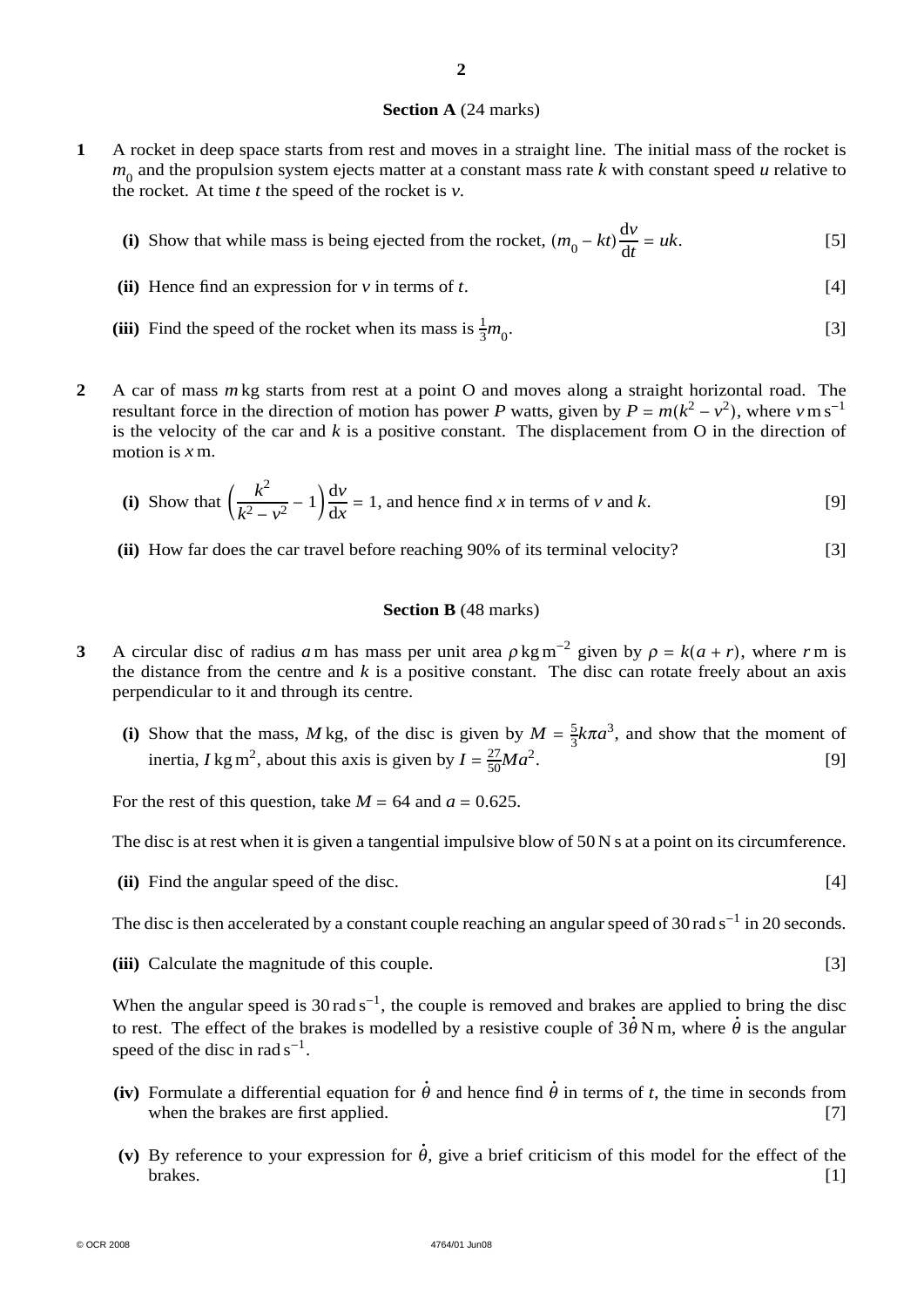## Section A (24 marks)

**1** A rocket in deep space starts from rest and moves in a straight line. The initial mass of the rocket is $m_0$ and the propulsion system ejects matter at a constant mass rate $k$ with constant speed $u$ relative to the rocket. At time $t$ the speed of the rocket is $v$.

**(i)** Show that while mass is being ejected from the rocket, $(m_0 - kt)\dfrac{dv}{dt} = uk$. [5]

**(ii)** Hence find an expression for $v$ in terms of $t$. [4]

**(iii)** Find the speed of the rocket when its mass is $\frac{1}{3}m_0$. [3]

**2** A car of mass $m$ kg starts from rest at a point O and moves along a straight horizontal road. The resultant force in the direction of motion has power $P$ watts, given by $P = m(k^2 - v^2)$, where $v\,\text{m}\,\text{s}^{-1}$ is the velocity of the car and $k$ is a positive constant. The displacement from O in the direction of motion is $x$ m.

**(i)** Show that $\left(\dfrac{k^2}{k^2 - v^2} - 1\right)\dfrac{dv}{dx} = 1$, and hence find $x$ in terms of $v$ and $k$. [9]

**(ii)** How far does the car travel before reaching 90% of its terminal velocity? [3]

## Section B (48 marks)

**3** A circular disc of radius $a$ m has mass per unit area $\rho\,\text{kg}\,\text{m}^{-2}$ given by $\rho = k(a + r)$, where $r$ m is the distance from the centre and $k$ is a positive constant. The disc can rotate freely about an axis perpendicular to it and through its centre.

**(i)** Show that the mass, $M$ kg, of the disc is given by $M = \frac{5}{3}k\pi a^3$, and show that the moment of inertia, $I\,\text{kg}\,\text{m}^2$, about this axis is given by $I = \frac{27}{50}Ma^2$. [9]

For the rest of this question, take $M = 64$ and $a = 0.625$.

The disc is at rest when it is given a tangential impulsive blow of 50 N s at a point on its circumference.

**(ii)** Find the angular speed of the disc. [4]

The disc is then accelerated by a constant couple reaching an angular speed of $30\,\text{rad}\,\text{s}^{-1}$ in 20 seconds.

**(iii)** Calculate the magnitude of this couple. [3]

When the angular speed is $30\,\text{rad}\,\text{s}^{-1}$, the couple is removed and brakes are applied to bring the disc to rest. The effect of the brakes is modelled by a resistive couple of $3\dot{\theta}$ N m, where $\dot{\theta}$ is the angular speed of the disc in $\text{rad}\,\text{s}^{-1}$.

**(iv)** Formulate a differential equation for $\dot{\theta}$ and hence find $\dot{\theta}$ in terms of $t$, the time in seconds from when the brakes are first applied. [7]

**(v)** By reference to your expression for $\dot{\theta}$, give a brief criticism of this model for the effect of the brakes. [1]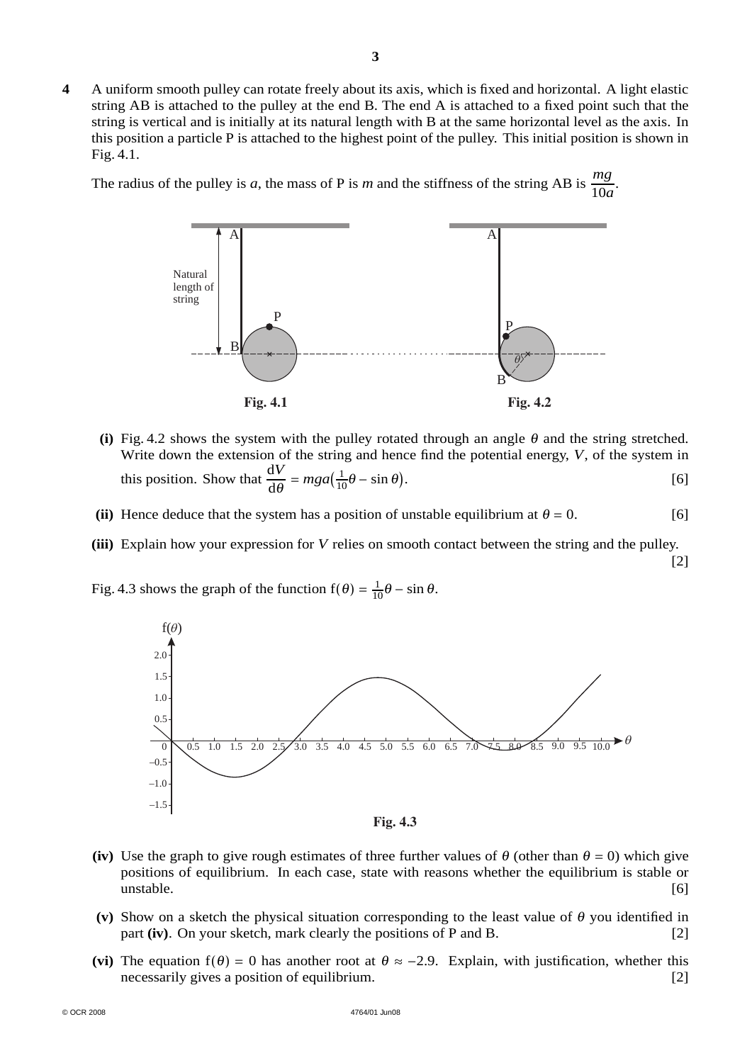**4** A uniform smooth pulley can rotate freely about its axis, which is fixed and horizontal. A light elastic string AB is attached to the pulley at the end B. The end A is attached to a fixed point such that the string is vertical and is initially at its natural length with B at the same horizontal level as the axis. In this position a particle P is attached to the highest point of the pulley. This initial position is shown in Fig. 4.1.

The radius of the pulley is $a$, the mass of P is $m$ and the stiffness of the string AB is $\frac{mg}{10a}$.

**Fig. 4.1** **Fig. 4.2**

**(i)** Fig. 4.2 shows the system with the pulley rotated through an angle $\theta$ and the string stretched. Write down the extension of the string and hence find the potential energy, $V$, of the system in this position. Show that $\frac{dV}{d\theta} = mga\left(\frac{1}{10}\theta - \sin\theta\right)$. [6]

**(ii)** Hence deduce that the system has a position of unstable equilibrium at $\theta = 0$. [6]

**(iii)** Explain how your expression for $V$ relies on smooth contact between the string and the pulley. [2]

Fig. 4.3 shows the graph of the function $f(\theta) = \frac{1}{10}\theta - \sin\theta$.

**Fig. 4.3**

**(iv)** Use the graph to give rough estimates of three further values of $\theta$ (other than $\theta = 0$) which give positions of equilibrium. In each case, state with reasons whether the equilibrium is stable or unstable. [6]

**(v)** Show on a sketch the physical situation corresponding to the least value of $\theta$ you identified in part **(iv)**. On your sketch, mark clearly the positions of P and B. [2]

**(vi)** The equation $f(\theta) = 0$ has another root at $\theta \approx -2.9$. Explain, with justification, whether this necessarily gives a position of equilibrium. [2]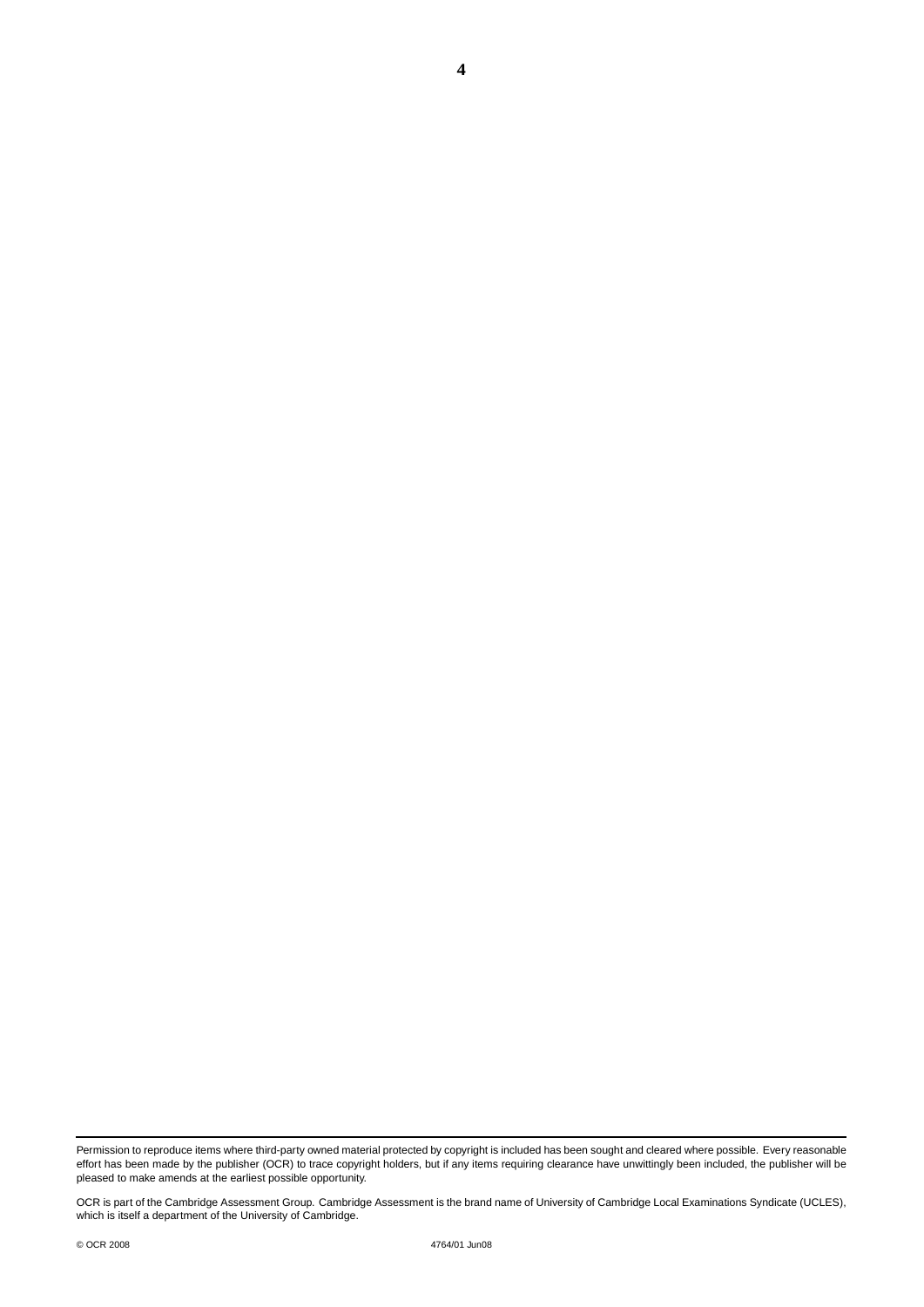Permission to reproduce items where third-party owned material protected by copyright is included has been sought and cleared where possible. Every reasonable effort has been made by the publisher (OCR) to trace copyright holders, but if any items requiring clearance have unwittingly been included, the publisher will be pleased to make amends at the earliest possible opportunity.

OCR is part of the Cambridge Assessment Group. Cambridge Assessment is the brand name of University of Cambridge Local Examinations Syndicate (UCLES), which is itself a department of the University of Cambridge.